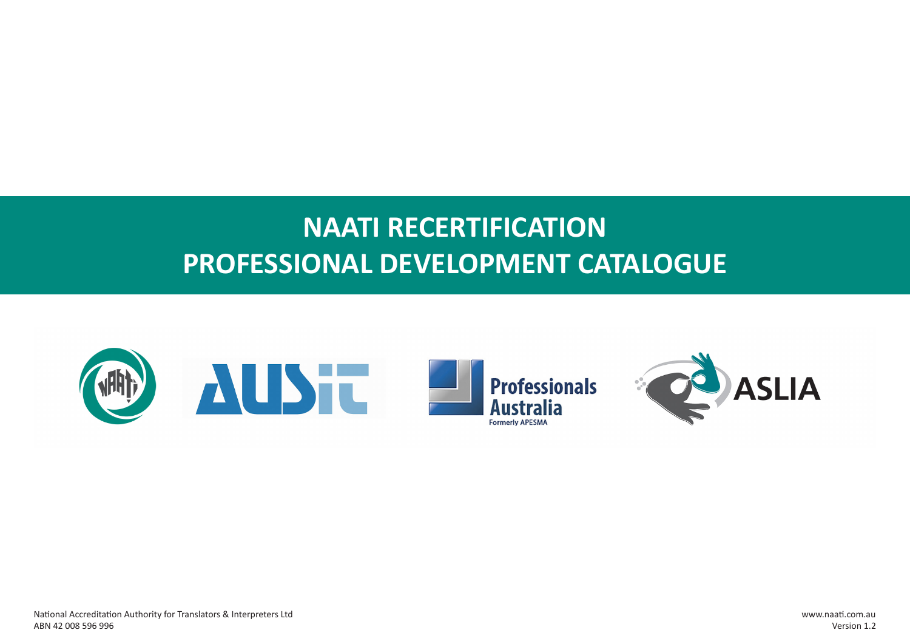# NAATI RECERTIFICATION PROFESSIONAL DEVELOPMENT CATALOGUE

National Accreditation Authority for Translators & Interpreters Ltd
ABN 42 008 596 996

www.naati.com.au
Version 1.2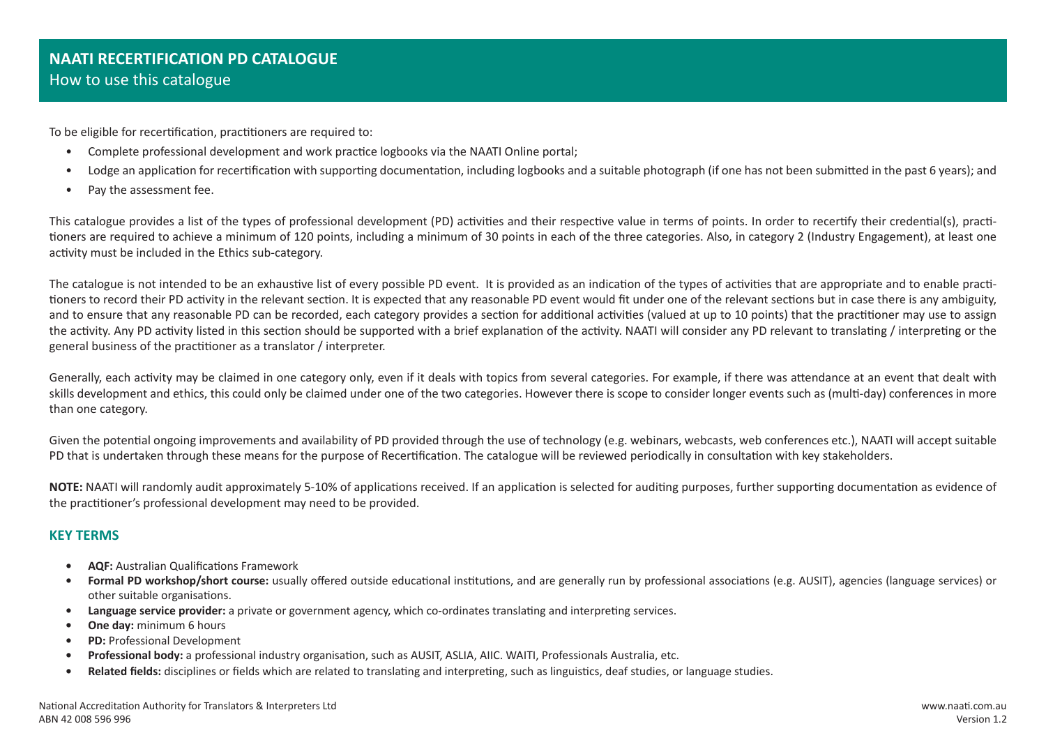# NAATI RECERTIFICATION PD CATALOGUE

## How to use this catalogue

To be eligible for recertification, practitioners are required to:

- Complete professional development and work practice logbooks via the NAATI Online portal;
- Lodge an application for recertification with supporting documentation, including logbooks and a suitable photograph (if one has not been submitted in the past 6 years); and
- Pay the assessment fee.

This catalogue provides a list of the types of professional development (PD) activities and their respective value in terms of points. In order to recertify their credential(s), practitioners are required to achieve a minimum of 120 points, including a minimum of 30 points in each of the three categories. Also, in category 2 (Industry Engagement), at least one activity must be included in the Ethics sub-category.

The catalogue is not intended to be an exhaustive list of every possible PD event. It is provided as an indication of the types of activities that are appropriate and to enable practitioners to record their PD activity in the relevant section. It is expected that any reasonable PD event would fit under one of the relevant sections but in case there is any ambiguity, and to ensure that any reasonable PD can be recorded, each category provides a section for additional activities (valued at up to 10 points) that the practitioner may use to assign the activity. Any PD activity listed in this section should be supported with a brief explanation of the activity. NAATI will consider any PD relevant to translating / interpreting or the general business of the practitioner as a translator / interpreter.

Generally, each activity may be claimed in one category only, even if it deals with topics from several categories. For example, if there was attendance at an event that dealt with skills development and ethics, this could only be claimed under one of the two categories. However there is scope to consider longer events such as (multi-day) conferences in more than one category.

Given the potential ongoing improvements and availability of PD provided through the use of technology (e.g. webinars, webcasts, web conferences etc.), NAATI will accept suitable PD that is undertaken through these means for the purpose of Recertification. The catalogue will be reviewed periodically in consultation with key stakeholders.

**NOTE:** NAATI will randomly audit approximately 5-10% of applications received. If an application is selected for auditing purposes, further supporting documentation as evidence of the practitioner's professional development may need to be provided.

### KEY TERMS

- **AQF:** Australian Qualifications Framework
- **Formal PD workshop/short course:** usually offered outside educational institutions, and are generally run by professional associations (e.g. AUSIT), agencies (language services) or other suitable organisations.
- **Language service provider:** a private or government agency, which co-ordinates translating and interpreting services.
- **One day:** minimum 6 hours
- **PD:** Professional Development
- **Professional body:** a professional industry organisation, such as AUSIT, ASLIA, AIIC. WAITI, Professionals Australia, etc.
- **Related fields:** disciplines or fields which are related to translating and interpreting, such as linguistics, deaf studies, or language studies.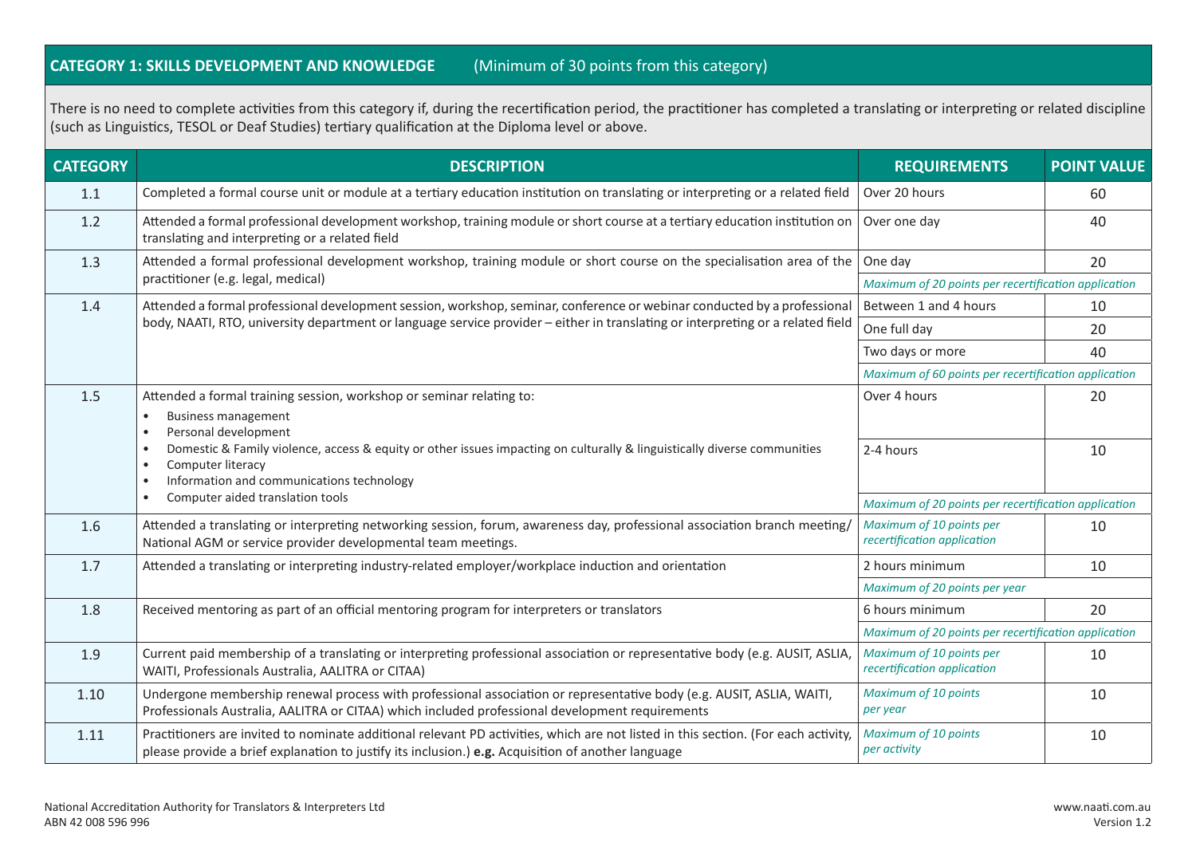## CATEGORY 1: SKILLS DEVELOPMENT AND KNOWLEDGE (Minimum of 30 points from this category)

There is no need to complete activities from this category if, during the recertification period, the practitioner has completed a translating or interpreting or related discipline (such as Linguistics, TESOL or Deaf Studies) tertiary qualification at the Diploma level or above.

| CATEGORY | DESCRIPTION | REQUIREMENTS | POINT VALUE |
|---|---|---|---|
| 1.1 | Completed a formal course unit or module at a tertiary education institution on translating or interpreting or a related field | Over 20 hours | 60 |
| 1.2 | Attended a formal professional development workshop, training module or short course at a tertiary education institution on translating and interpreting or a related field | Over one day | 40 |
| 1.3 | Attended a formal professional development workshop, training module or short course on the specialisation area of the practitioner (e.g. legal, medical) | One day | 20 |
| | | *Maximum of 20 points per recertification application* | |
| 1.4 | Attended a formal professional development session, workshop, seminar, conference or webinar conducted by a professional body, NAATI, RTO, university department or language service provider – either in translating or interpreting or a related field | Between 1 and 4 hours | 10 |
| | | One full day | 20 |
| | | Two days or more | 40 |
| | | *Maximum of 60 points per recertification application* | |
| 1.5 | Attended a formal training session, workshop or seminar relating to: • Business management • Personal development • Domestic & Family violence, access & equity or other issues impacting on culturally & linguistically diverse communities • Computer literacy • Information and communications technology • Computer aided translation tools | Over 4 hours | 20 |
| | | 2-4 hours | 10 |
| | | *Maximum of 20 points per recertification application* | |
| 1.6 | Attended a translating or interpreting networking session, forum, awareness day, professional association branch meeting/ National AGM or service provider developmental team meetings. | *Maximum of 10 points per recertification application* | 10 |
| 1.7 | Attended a translating or interpreting industry-related employer/workplace induction and orientation | 2 hours minimum | 10 |
| | | *Maximum of 20 points per year* | |
| 1.8 | Received mentoring as part of an official mentoring program for interpreters or translators | 6 hours minimum | 20 |
| | | *Maximum of 20 points per recertification application* | |
| 1.9 | Current paid membership of a translating or interpreting professional association or representative body (e.g. AUSIT, ASLIA, WAITI, Professionals Australia, AALITRA or CITAA) | *Maximum of 10 points per recertification application* | 10 |
| 1.10 | Undergone membership renewal process with professional association or representative body (e.g. AUSIT, ASLIA, WAITI, Professionals Australia, AALITRA or CITAA) which included professional development requirements | *Maximum of 10 points per year* | 10 |
| 1.11 | Practitioners are invited to nominate additional relevant PD activities, which are not listed in this section. (For each activity, please provide a brief explanation to justify its inclusion.) **e.g.** Acquisition of another language | *Maximum of 10 points per activity* | 10 |

National Accreditation Authority for Translators & Interpreters Ltd
ABN 42 008 596 996

www.naati.com.au
Version 1.2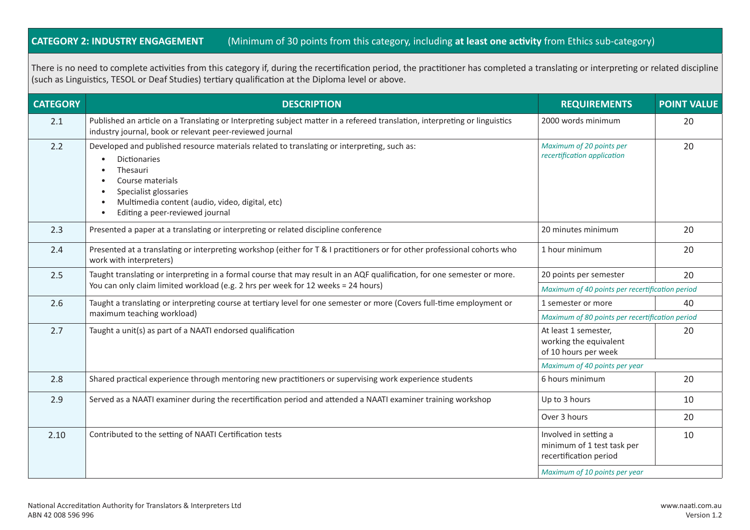## CATEGORY 2: INDUSTRY ENGAGEMENT (Minimum of 30 points from this category, including **at least one activity** from Ethics sub-category)

There is no need to complete activities from this category if, during the recertification period, the practitioner has completed a translating or interpreting or related discipline (such as Linguistics, TESOL or Deaf Studies) tertiary qualification at the Diploma level or above.

| CATEGORY | DESCRIPTION | REQUIREMENTS | POINT VALUE |
|---|---|---|---|
| 2.1 | Published an article on a Translating or Interpreting subject matter in a refereed translation, interpreting or linguistics industry journal, book or relevant peer-reviewed journal | 2000 words minimum | 20 |
| 2.2 | Developed and published resource materials related to translating or interpreting, such as:<br>• Dictionaries<br>• Thesauri<br>• Course materials<br>• Specialist glossaries<br>• Multimedia content (audio, video, digital, etc)<br>• Editing a peer-reviewed journal | *Maximum of 20 points per recertification application* | 20 |
| 2.3 | Presented a paper at a translating or interpreting or related discipline conference | 20 minutes minimum | 20 |
| 2.4 | Presented at a translating or interpreting workshop (either for T & I practitioners or for other professional cohorts who work with interpreters) | 1 hour minimum | 20 |
| 2.5 | Taught translating or interpreting in a formal course that may result in an AQF qualification, for one semester or more. You can only claim limited workload (e.g. 2 hrs per week for 12 weeks = 24 hours) | 20 points per semester | 20 |
| | | *Maximum of 40 points per recertification period* | |
| 2.6 | Taught a translating or interpreting course at tertiary level for one semester or more (Covers full-time employment or maximum teaching workload) | 1 semester or more | 40 |
| | | *Maximum of 80 points per recertification period* | |
| 2.7 | Taught a unit(s) as part of a NAATI endorsed qualification | At least 1 semester, working the equivalent of 10 hours per week | 20 |
| | | *Maximum of 40 points per year* | |
| 2.8 | Shared practical experience through mentoring new practitioners or supervising work experience students | 6 hours minimum | 20 |
| 2.9 | Served as a NAATI examiner during the recertification period and attended a NAATI examiner training workshop | Up to 3 hours | 10 |
| | | Over 3 hours | 20 |
| 2.10 | Contributed to the setting of NAATI Certification tests | Involved in setting a minimum of 1 test task per recertification period | 10 |
| | | *Maximum of 10 points per year* | |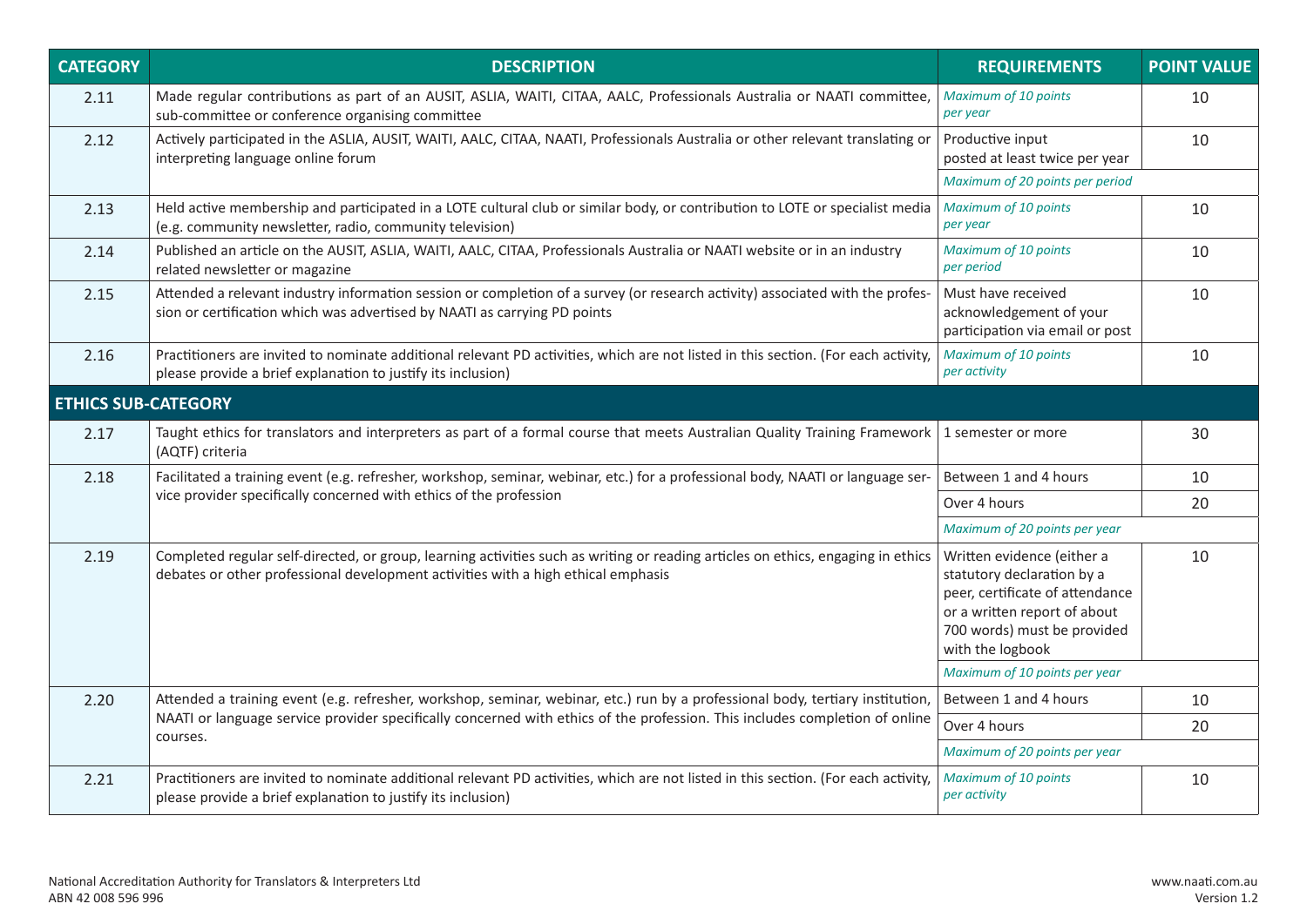| CATEGORY | DESCRIPTION | REQUIREMENTS | POINT VALUE |
|---|---|---|---|
| 2.11 | Made regular contributions as part of an AUSIT, ASLIA, WAITI, CITAA, AALC, Professionals Australia or NAATI committee, sub-committee or conference organising committee | *Maximum of 10 points per year* | 10 |
| 2.12 | Actively participated in the ASLIA, AUSIT, WAITI, AALC, CITAA, NAATI, Professionals Australia or other relevant translating or interpreting language online forum | Productive input posted at least twice per year | 10 |
| | | *Maximum of 20 points per period* | |
| 2.13 | Held active membership and participated in a LOTE cultural club or similar body, or contribution to LOTE or specialist media (e.g. community newsletter, radio, community television) | *Maximum of 10 points per year* | 10 |
| 2.14 | Published an article on the AUSIT, ASLIA, WAITI, AALC, CITAA, Professionals Australia or NAATI website or in an industry related newsletter or magazine | *Maximum of 10 points per period* | 10 |
| 2.15 | Attended a relevant industry information session or completion of a survey (or research activity) associated with the profession or certification which was advertised by NAATI as carrying PD points | Must have received acknowledgement of your participation via email or post | 10 |
| 2.16 | Practitioners are invited to nominate additional relevant PD activities, which are not listed in this section. (For each activity, please provide a brief explanation to justify its inclusion) | *Maximum of 10 points per activity* | 10 |
| **ETHICS SUB-CATEGORY** | | | |
| 2.17 | Taught ethics for translators and interpreters as part of a formal course that meets Australian Quality Training Framework (AQTF) criteria | 1 semester or more | 30 |
| 2.18 | Facilitated a training event (e.g. refresher, workshop, seminar, webinar, etc.) for a professional body, NAATI or language service provider specifically concerned with ethics of the profession | Between 1 and 4 hours | 10 |
| | | Over 4 hours | 20 |
| | | *Maximum of 20 points per year* | |
| 2.19 | Completed regular self-directed, or group, learning activities such as writing or reading articles on ethics, engaging in ethics debates or other professional development activities with a high ethical emphasis | Written evidence (either a statutory declaration by a peer, certificate of attendance or a written report of about 700 words) must be provided with the logbook | 10 |
| | | *Maximum of 10 points per year* | |
| 2.20 | Attended a training event (e.g. refresher, workshop, seminar, webinar, etc.) run by a professional body, tertiary institution, NAATI or language service provider specifically concerned with ethics of the profession. This includes completion of online courses. | Between 1 and 4 hours | 10 |
| | | Over 4 hours | 20 |
| | | *Maximum of 20 points per year* | |
| 2.21 | Practitioners are invited to nominate additional relevant PD activities, which are not listed in this section. (For each activity, please provide a brief explanation to justify its inclusion) | *Maximum of 10 points per activity* | 10 |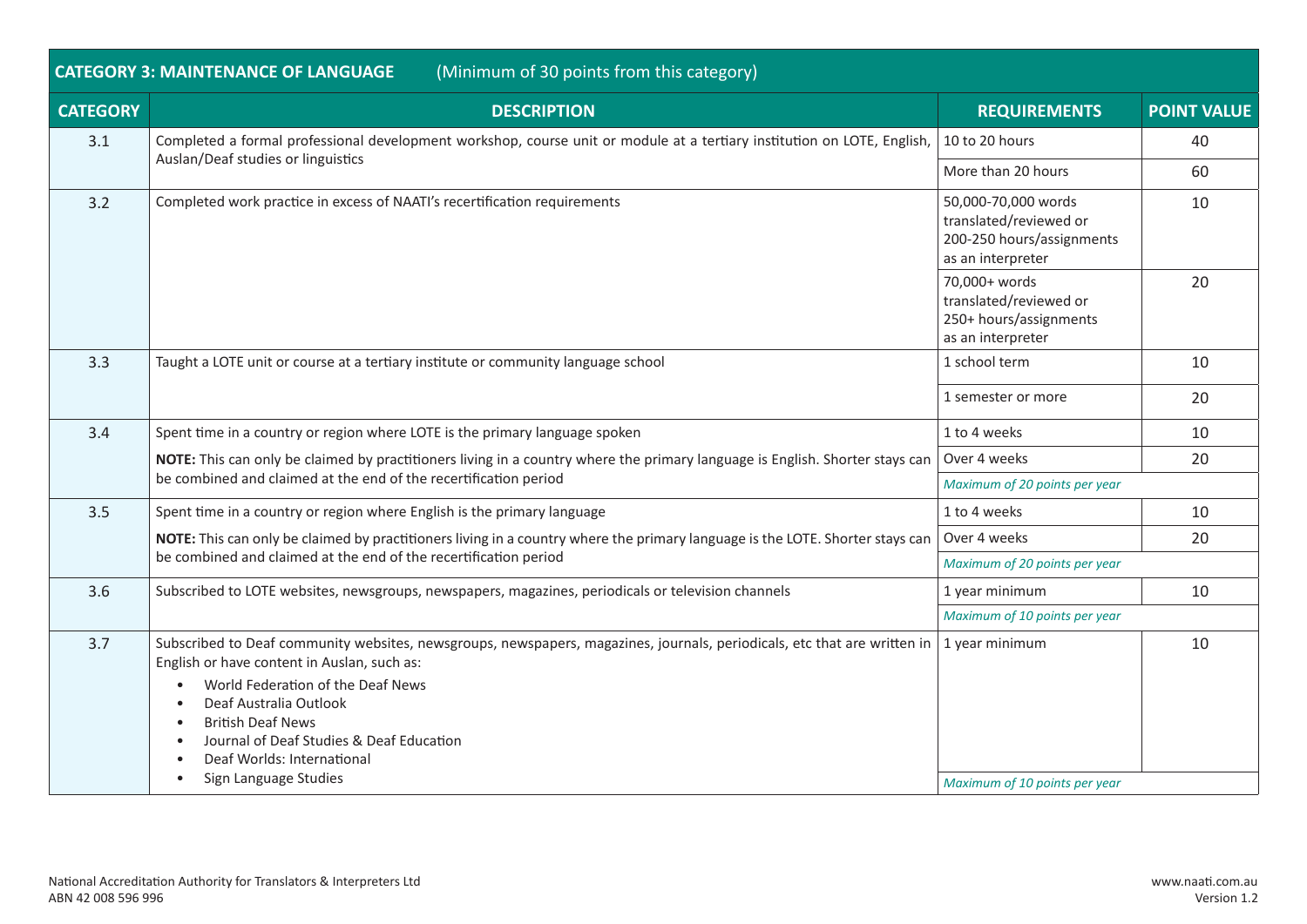| **CATEGORY 3: MAINTENANCE OF LANGUAGE** (Minimum of 30 points from this category) | | | |
|---|---|---|---|
| **CATEGORY** | **DESCRIPTION** | **REQUIREMENTS** | **POINT VALUE** |
| 3.1 | Completed a formal professional development workshop, course unit or module at a tertiary institution on LOTE, English, Auslan/Deaf studies or linguistics | 10 to 20 hours | 40 |
| | | More than 20 hours | 60 |
| 3.2 | Completed work practice in excess of NAATI's recertification requirements | 50,000-70,000 words translated/reviewed or 200-250 hours/assignments as an interpreter | 10 |
| | | 70,000+ words translated/reviewed or 250+ hours/assignments as an interpreter | 20 |
| 3.3 | Taught a LOTE unit or course at a tertiary institute or community language school | 1 school term | 10 |
| | | 1 semester or more | 20 |
| 3.4 | Spent time in a country or region where LOTE is the primary language spoken<br>**NOTE:** This can only be claimed by practitioners living in a country where the primary language is English. Shorter stays can be combined and claimed at the end of the recertification period | 1 to 4 weeks | 10 |
| | | Over 4 weeks | 20 |
| | | *Maximum of 20 points per year* | |
| 3.5 | Spent time in a country or region where English is the primary language<br>**NOTE:** This can only be claimed by practitioners living in a country where the primary language is the LOTE. Shorter stays can be combined and claimed at the end of the recertification period | 1 to 4 weeks | 10 |
| | | Over 4 weeks | 20 |
| | | *Maximum of 20 points per year* | |
| 3.6 | Subscribed to LOTE websites, newsgroups, newspapers, magazines, periodicals or television channels | 1 year minimum | 10 |
| | | *Maximum of 10 points per year* | |
| 3.7 | Subscribed to Deaf community websites, newsgroups, newspapers, magazines, journals, periodicals, etc that are written in English or have content in Auslan, such as:<br>• World Federation of the Deaf News<br>• Deaf Australia Outlook<br>• British Deaf News<br>• Journal of Deaf Studies & Deaf Education<br>• Deaf Worlds: International<br>• Sign Language Studies | 1 year minimum | 10 |
| | | *Maximum of 10 points per year* | |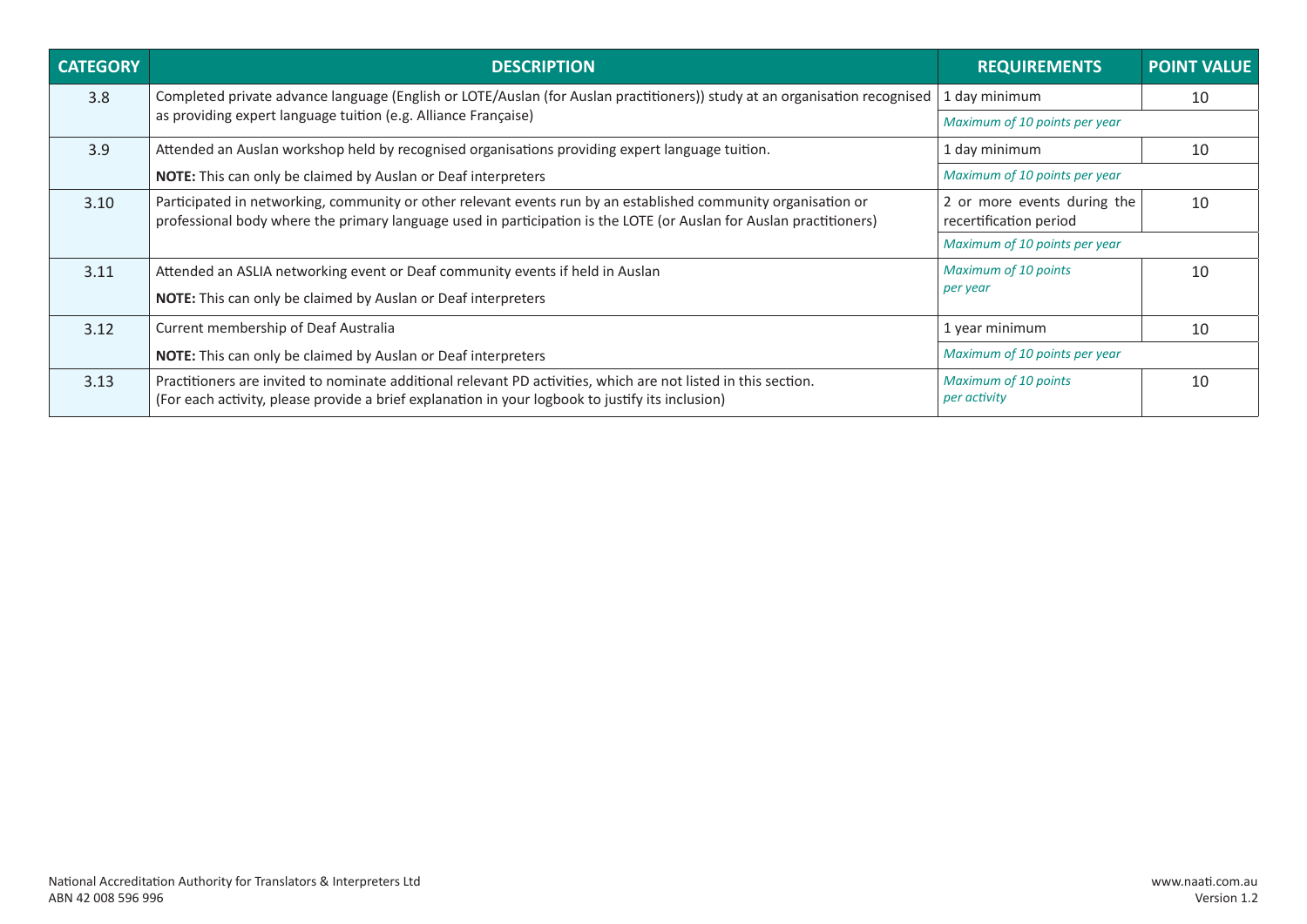| CATEGORY | DESCRIPTION | REQUIREMENTS | POINT VALUE |
|---|---|---|---|
| 3.8 | Completed private advance language (English or LOTE/Auslan (for Auslan practitioners)) study at an organisation recognised as providing expert language tuition (e.g. Alliance Française) | 1 day minimum | 10 |
| | | *Maximum of 10 points per year* | |
| 3.9 | Attended an Auslan workshop held by recognised organisations providing expert language tuition. | 1 day minimum | 10 |
| | **NOTE:** This can only be claimed by Auslan or Deaf interpreters | *Maximum of 10 points per year* | |
| 3.10 | Participated in networking, community or other relevant events run by an established community organisation or professional body where the primary language used in participation is the LOTE (or Auslan for Auslan practitioners) | 2 or more events during the recertification period | 10 |
| | | *Maximum of 10 points per year* | |
| 3.11 | Attended an ASLIA networking event or Deaf community events if held in Auslan<br>**NOTE:** This can only be claimed by Auslan or Deaf interpreters | *Maximum of 10 points per year* | 10 |
| 3.12 | Current membership of Deaf Australia | 1 year minimum | 10 |
| | **NOTE:** This can only be claimed by Auslan or Deaf interpreters | *Maximum of 10 points per year* | |
| 3.13 | Practitioners are invited to nominate additional relevant PD activities, which are not listed in this section.<br>(For each activity, please provide a brief explanation in your logbook to justify its inclusion) | *Maximum of 10 points per activity* | 10 |

National Accreditation Authority for Translators & Interpreters Ltd
ABN 42 008 596 996

www.naati.com.au
Version 1.2